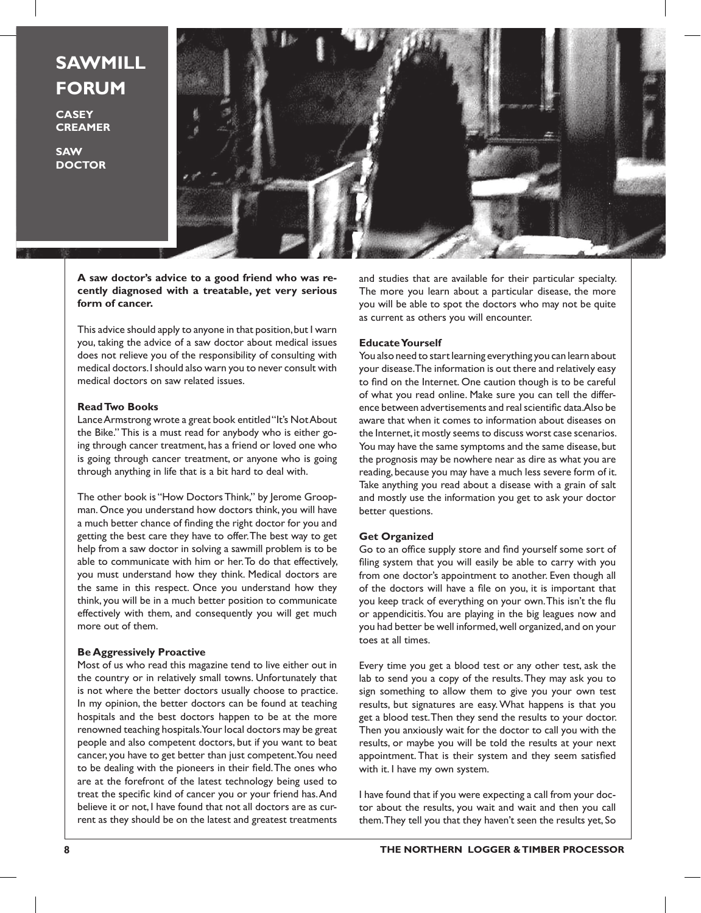# SAWMILL FORUM

**CASEY CREAMER**

**SAW DOCTOR**

**A saw doctor's advice to a good friend who was recently diagnosed with a treatable, yet very serious form of cancer.**

This advice should apply to anyone in that position, but I warn you, taking the advice of a saw doctor about medical issues does not relieve you of the responsibility of consulting with medical doctors. I should also warn you to never consult with medical doctors on saw related issues.

### Read Two Books

Lance Armstrong wrote a great book entitled "It's Not About the Bike." This is a must read for anybody who is either going through cancer treatment, has a friend or loved one who is going through cancer treatment, or anyone who is going through anything in life that is a bit hard to deal with.

The other book is "How Doctors Think," by Jerome Groopman. Once you understand how doctors think, you will have a much better chance of finding the right doctor for you and getting the best care they have to offer. The best way to get help from a saw doctor in solving a sawmill problem is to be able to communicate with him or her. To do that effectively, you must understand how they think. Medical doctors are the same in this respect. Once you understand how they think, you will be in a much better position to communicate effectively with them, and consequently you will get much more out of them.

### Be Aggressively Proactive

Most of us who read this magazine tend to live either out in the country or in relatively small towns. Unfortunately that is not where the better doctors usually choose to practice. In my opinion, the better doctors can be found at teaching hospitals and the best doctors happen to be at the more renowned teaching hospitals. Your local doctors may be great people and also competent doctors, but if you want to beat cancer, you have to get better than just competent. You need to be dealing with the pioneers in their field. The ones who are at the forefront of the latest technology being used to treat the specific kind of cancer you or your friend has. And believe it or not, I have found that not all doctors are as current as they should be on the latest and greatest treatments and studies that are available for their particular specialty. The more you learn about a particular disease, the more you will be able to spot the doctors who may not be quite as current as others you will encounter.

### Educate Yourself

You also need to start learning everything you can learn about your disease. The information is out there and relatively easy to find on the Internet. One caution though is to be careful of what you read online. Make sure you can tell the difference between advertisements and real scientific data. Also be aware that when it comes to information about diseases on the Internet, it mostly seems to discuss worst case scenarios. You may have the same symptoms and the same disease, but the prognosis may be nowhere near as dire as what you are reading, because you may have a much less severe form of it. Take anything you read about a disease with a grain of salt and mostly use the information you get to ask your doctor better questions.

### Get Organized

Go to an office supply store and find yourself some sort of filing system that you will easily be able to carry with you from one doctor's appointment to another. Even though all of the doctors will have a file on you, it is important that you keep track of everything on your own. This isn't the flu or appendicitis. You are playing in the big leagues now and you had better be well informed, well organized, and on your toes at all times.

Every time you get a blood test or any other test, ask the lab to send you a copy of the results. They may ask you to sign something to allow them to give you your own test results, but signatures are easy. What happens is that you get a blood test. Then they send the results to your doctor. Then you anxiously wait for the doctor to call you with the results, or maybe you will be told the results at your next appointment. That is their system and they seem satisfied with it. I have my own system.

I have found that if you were expecting a call from your doctor about the results, you wait and wait and then you call them. They tell you that they haven't seen the results yet, So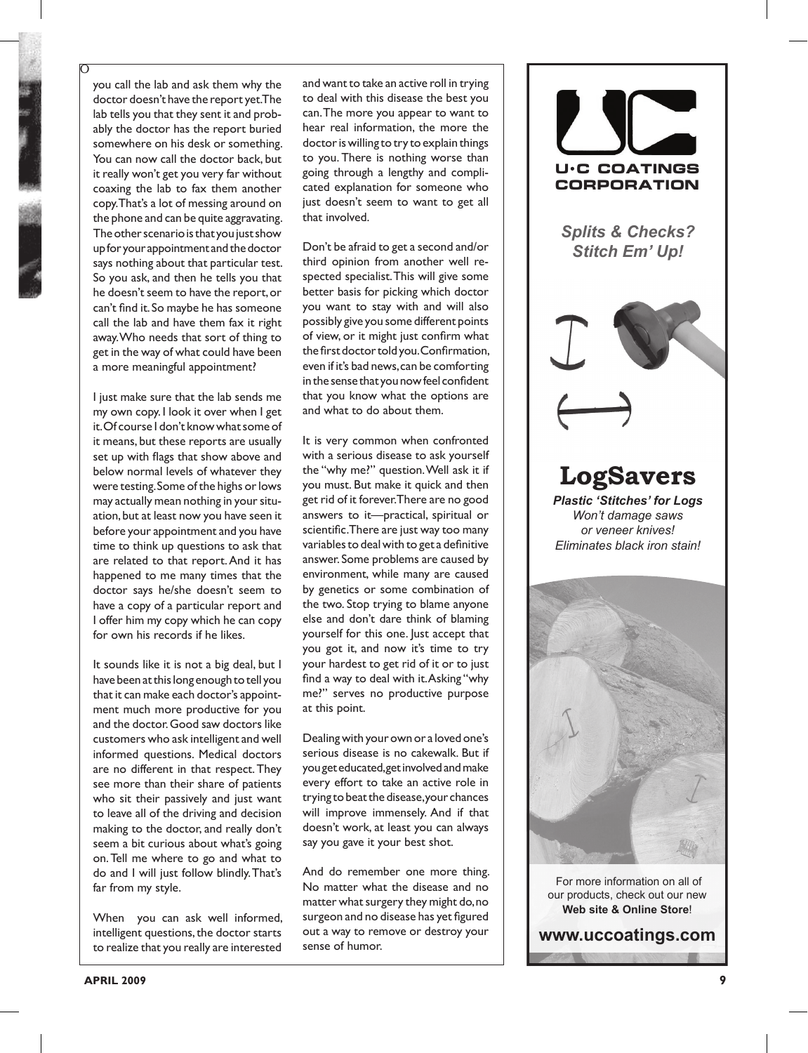you call the lab and ask them why the doctor doesn't have the report yet. The lab tells you that they sent it and probably the doctor has the report buried somewhere on his desk or something. You can now call the doctor back, but it really won't get you very far without coaxing the lab to fax them another copy. That's a lot of messing around on the phone and can be quite aggravating. The other scenario is that you just show up for your appointment and the doctor says nothing about that particular test. So you ask, and then he tells you that he doesn't seem to have the report, or can't find it. So maybe he has someone call the lab and have them fax it right away. Who needs that sort of thing to get in the way of what could have been a more meaningful appointment?

I just make sure that the lab sends me my own copy. I look it over when I get it. Of course I don't know what some of it means, but these reports are usually set up with flags that show above and below normal levels of whatever they were testing. Some of the highs or lows may actually mean nothing in your situation, but at least now you have seen it before your appointment and you have time to think up questions to ask that are related to that report. And it has happened to me many times that the doctor says he/she doesn't seem to have a copy of a particular report and I offer him my copy which he can copy for own his records if he likes.

It sounds like it is not a big deal, but I have been at this long enough to tell you that it can make each doctor's appointment much more productive for you and the doctor. Good saw doctors like customers who ask intelligent and well informed questions. Medical doctors are no different in that respect. They see more than their share of patients who sit their passively and just want to leave all of the driving and decision making to the doctor, and really don't seem a bit curious about what's going on. Tell me where to go and what to do and I will just follow blindly. That's far from my style.

When you can ask well informed, intelligent questions, the doctor starts to realize that you really are interested and want to take an active roll in trying to deal with this disease the best you can. The more you appear to want to hear real information, the more the doctor is willing to try to explain things to you. There is nothing worse than going through a lengthy and complicated explanation for someone who just doesn't seem to want to get all that involved.

Don't be afraid to get a second and/or third opinion from another well respected specialist. This will give some better basis for picking which doctor you want to stay with and will also possibly give you some different points of view, or it might just confirm what the first doctor told you. Confirmation, even if it's bad news, can be comforting in the sense that you now feel confident that you know what the options are and what to do about them.

It is very common when confronted with a serious disease to ask yourself the "why me?" question. Well ask it if you must. But make it quick and then get rid of it forever. There are no good answers to it—practical, spiritual or scientific. There are just way too many variables to deal with to get a definitive answer. Some problems are caused by environment, while many are caused by genetics or some combination of the two. Stop trying to blame anyone else and don't dare think of blaming yourself for this one. Just accept that you got it, and now it's time to try your hardest to get rid of it or to just find a way to deal with it. Asking "why me?" serves no productive purpose at this point.

Dealing with your own or a loved one's serious disease is no cakewalk. But if you get educated, get involved and make every effort to take an active role in trying to beat the disease, your chances will improve immensely. And if that doesn't work, at least you can always say you gave it your best shot.

And do remember one more thing. No matter what the disease and no matter what surgery they might do, no surgeon and no disease has yet figured out a way to remove or destroy your sense of humor.

U·C COATINGS CORPORATION

*Splits & Checks? Stitch Em' Up!*

**LogSavers**

***Plastic 'Stitches' for Logs***

*Won't damage saws or veneer knives!*

*Eliminates black iron stain!*

For more information on all of our products, check out our new **Web site & Online Store**!

**www.uccoatings.com**